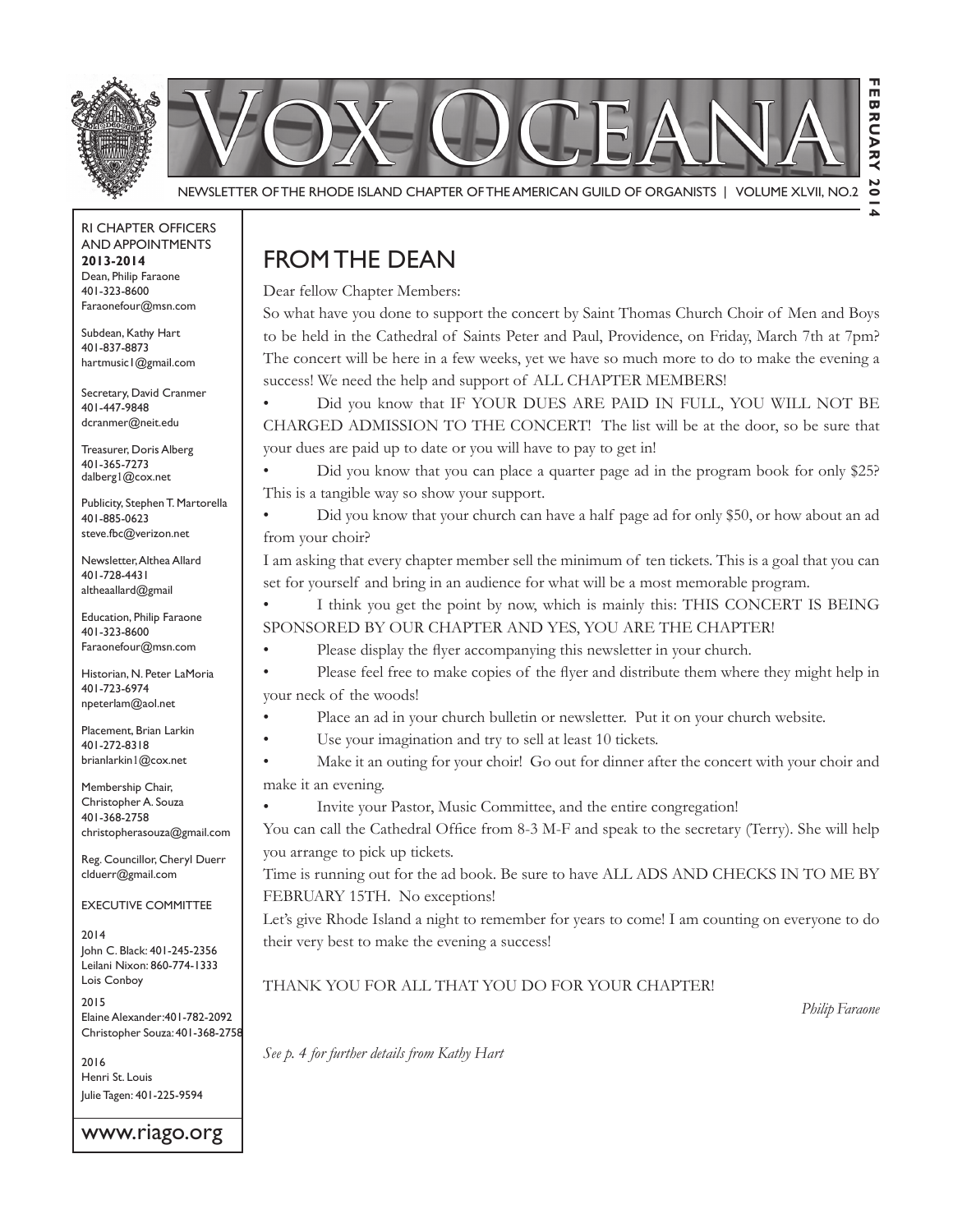# Vox Oceana

NEWSLETTER OF THE RHODE ISLAND CHAPTER OF THE AMERICAN GUILD OF ORGANISTS | VOLUME XLVII, NO.2

FEBRUARY 2014

RI CHAPTER OFFICERS AND APPOINTMENTS
**2013-2014**

Dean, Philip Faraone
401-323-8600
Faraonefour@msn.com

Subdean, Kathy Hart
401-837-8873
hartmusic1@gmail.com

Secretary, David Cranmer
401-447-9848
dcranmer@neit.edu

Treasurer, Doris Alberg
401-365-7273
dalberg1@cox.net

Publicity, Stephen T. Martorella
401-885-0623
steve.fbc@verizon.net

Newsletter, Althea Allard
401-728-4431
altheaallard@gmail

Education, Philip Faraone
401-323-8600
Faraonefour@msn.com

Historian, N. Peter LaMoria
401-723-6974
npeterlam@aol.net

Placement, Brian Larkin
401-272-8318
brianlarkin1@cox.net

Membership Chair, Christopher A. Souza
401-368-2758
christopherasouza@gmail.com

Reg. Councillor, Cheryl Duerr
clduerr@gmail.com

EXECUTIVE COMMITTEE

2014
John C. Black: 401-245-2356
Leilani Nixon: 860-774-1333
Lois Conboy

2015
Elaine Alexander: 401-782-2092
Christopher Souza: 401-368-2758

2016
Henri St. Louis
Julie Tagen: 401-225-9594

www.riago.org

## FROM THE DEAN

Dear fellow Chapter Members:

So what have you done to support the concert by Saint Thomas Church Choir of Men and Boys to be held in the Cathedral of Saints Peter and Paul, Providence, on Friday, March 7th at 7pm? The concert will be here in a few weeks, yet we have so much more to do to make the evening a success! We need the help and support of ALL CHAPTER MEMBERS!

- Did you know that IF YOUR DUES ARE PAID IN FULL, YOU WILL NOT BE CHARGED ADMISSION TO THE CONCERT! The list will be at the door, so be sure that your dues are paid up to date or you will have to pay to get in!
- Did you know that you can place a quarter page ad in the program book for only $25? This is a tangible way so show your support.
- Did you know that your church can have a half page ad for only $50, or how about an ad from your choir?

I am asking that every chapter member sell the minimum of ten tickets. This is a goal that you can set for yourself and bring in an audience for what will be a most memorable program.

- I think you get the point by now, which is mainly this: THIS CONCERT IS BEING SPONSORED BY OUR CHAPTER AND YES, YOU ARE THE CHAPTER!
- Please display the flyer accompanying this newsletter in your church.
- Please feel free to make copies of the flyer and distribute them where they might help in your neck of the woods!
- Place an ad in your church bulletin or newsletter. Put it on your church website.
- Use your imagination and try to sell at least 10 tickets.
- Make it an outing for your choir! Go out for dinner after the concert with your choir and make it an evening.
- Invite your Pastor, Music Committee, and the entire congregation!

You can call the Cathedral Office from 8-3 M-F and speak to the secretary (Terry). She will help you arrange to pick up tickets.

Time is running out for the ad book. Be sure to have ALL ADS AND CHECKS IN TO ME BY FEBRUARY 15TH. No exceptions!

Let's give Rhode Island a night to remember for years to come! I am counting on everyone to do their very best to make the evening a success!

THANK YOU FOR ALL THAT YOU DO FOR YOUR CHAPTER!

*Philip Faraone*

*See p. 4 for further details from Kathy Hart*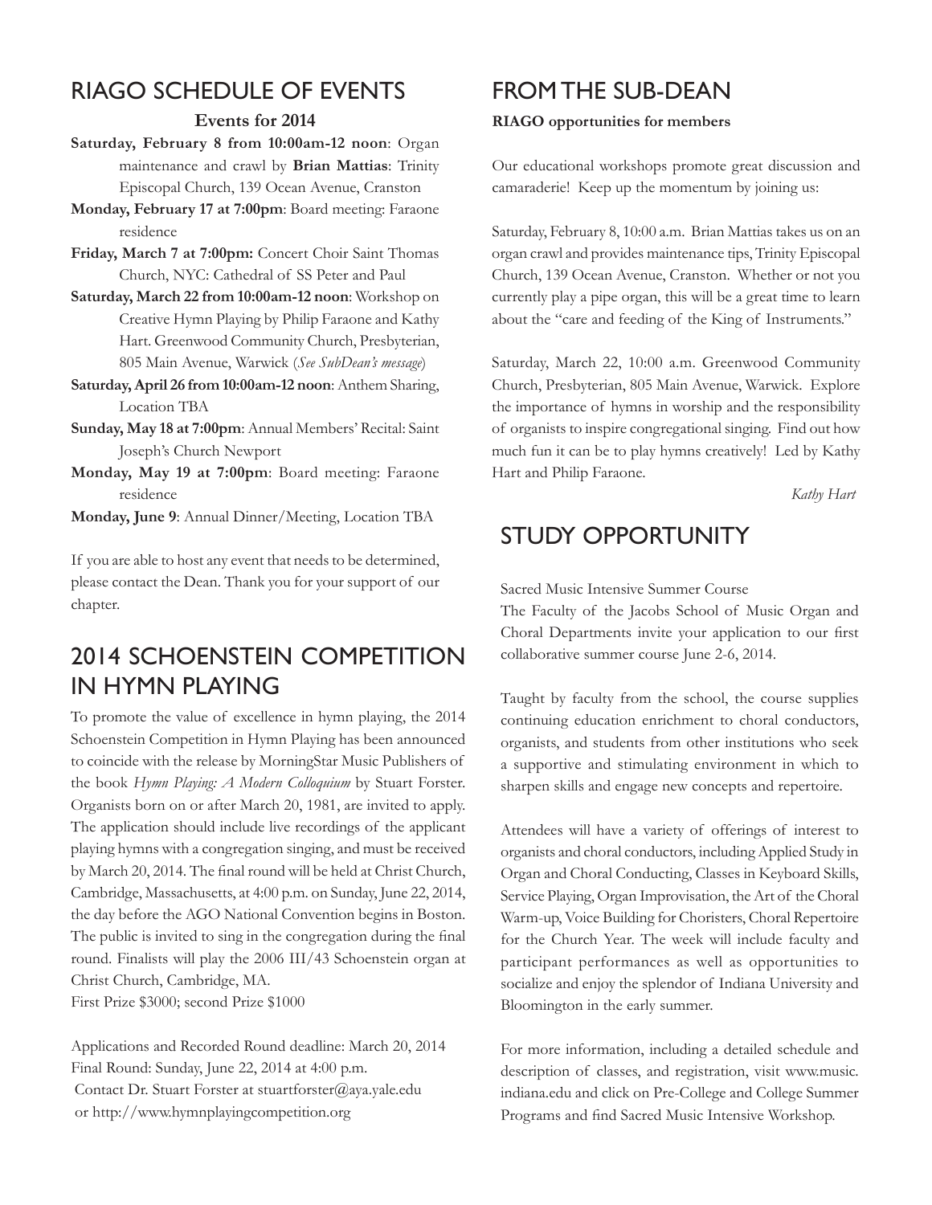## RIAGO SCHEDULE OF EVENTS

**Events for 2014**

**Saturday, February 8 from 10:00am-12 noon**: Organ maintenance and crawl by **Brian Mattias**: Trinity Episcopal Church, 139 Ocean Avenue, Cranston

**Monday, February 17 at 7:00pm**: Board meeting: Faraone residence

**Friday, March 7 at 7:00pm:** Concert Choir Saint Thomas Church, NYC: Cathedral of SS Peter and Paul

**Saturday, March 22 from 10:00am-12 noon**: Workshop on Creative Hymn Playing by Philip Faraone and Kathy Hart. Greenwood Community Church, Presbyterian, 805 Main Avenue, Warwick (*See SubDean's message*)

**Saturday, April 26 from 10:00am-12 noon**: Anthem Sharing, Location TBA

**Sunday, May 18 at 7:00pm**: Annual Members' Recital: Saint Joseph's Church Newport

**Monday, May 19 at 7:00pm**: Board meeting: Faraone residence

**Monday, June 9**: Annual Dinner/Meeting, Location TBA

If you are able to host any event that needs to be determined, please contact the Dean. Thank you for your support of our chapter.

## 2014 SCHOENSTEIN COMPETITION IN HYMN PLAYING

To promote the value of excellence in hymn playing, the 2014 Schoenstein Competition in Hymn Playing has been announced to coincide with the release by MorningStar Music Publishers of the book *Hymn Playing: A Modern Colloquium* by Stuart Forster. Organists born on or after March 20, 1981, are invited to apply. The application should include live recordings of the applicant playing hymns with a congregation singing, and must be received by March 20, 2014. The final round will be held at Christ Church, Cambridge, Massachusetts, at 4:00 p.m. on Sunday, June 22, 2014, the day before the AGO National Convention begins in Boston. The public is invited to sing in the congregation during the final round. Finalists will play the 2006 III/43 Schoenstein organ at Christ Church, Cambridge, MA.
First Prize $3000; second Prize $1000

Applications and Recorded Round deadline: March 20, 2014
Final Round: Sunday, June 22, 2014 at 4:00 p.m.
Contact Dr. Stuart Forster at stuartforster@aya.yale.edu
or http://www.hymnplayingcompetition.org

## FROM THE SUB-DEAN

**RIAGO opportunities for members**

Our educational workshops promote great discussion and camaraderie! Keep up the momentum by joining us:

Saturday, February 8, 10:00 a.m. Brian Mattias takes us on an organ crawl and provides maintenance tips, Trinity Episcopal Church, 139 Ocean Avenue, Cranston. Whether or not you currently play a pipe organ, this will be a great time to learn about the "care and feeding of the King of Instruments."

Saturday, March 22, 10:00 a.m. Greenwood Community Church, Presbyterian, 805 Main Avenue, Warwick. Explore the importance of hymns in worship and the responsibility of organists to inspire congregational singing. Find out how much fun it can be to play hymns creatively! Led by Kathy Hart and Philip Faraone.

*Kathy Hart*

## STUDY OPPORTUNITY

Sacred Music Intensive Summer Course
The Faculty of the Jacobs School of Music Organ and Choral Departments invite your application to our first collaborative summer course June 2-6, 2014.

Taught by faculty from the school, the course supplies continuing education enrichment to choral conductors, organists, and students from other institutions who seek a supportive and stimulating environment in which to sharpen skills and engage new concepts and repertoire.

Attendees will have a variety of offerings of interest to organists and choral conductors, including Applied Study in Organ and Choral Conducting, Classes in Keyboard Skills, Service Playing, Organ Improvisation, the Art of the Choral Warm-up, Voice Building for Choristers, Choral Repertoire for the Church Year. The week will include faculty and participant performances as well as opportunities to socialize and enjoy the splendor of Indiana University and Bloomington in the early summer.

For more information, including a detailed schedule and description of classes, and registration, visit www.music.indiana.edu and click on Pre-College and College Summer Programs and find Sacred Music Intensive Workshop.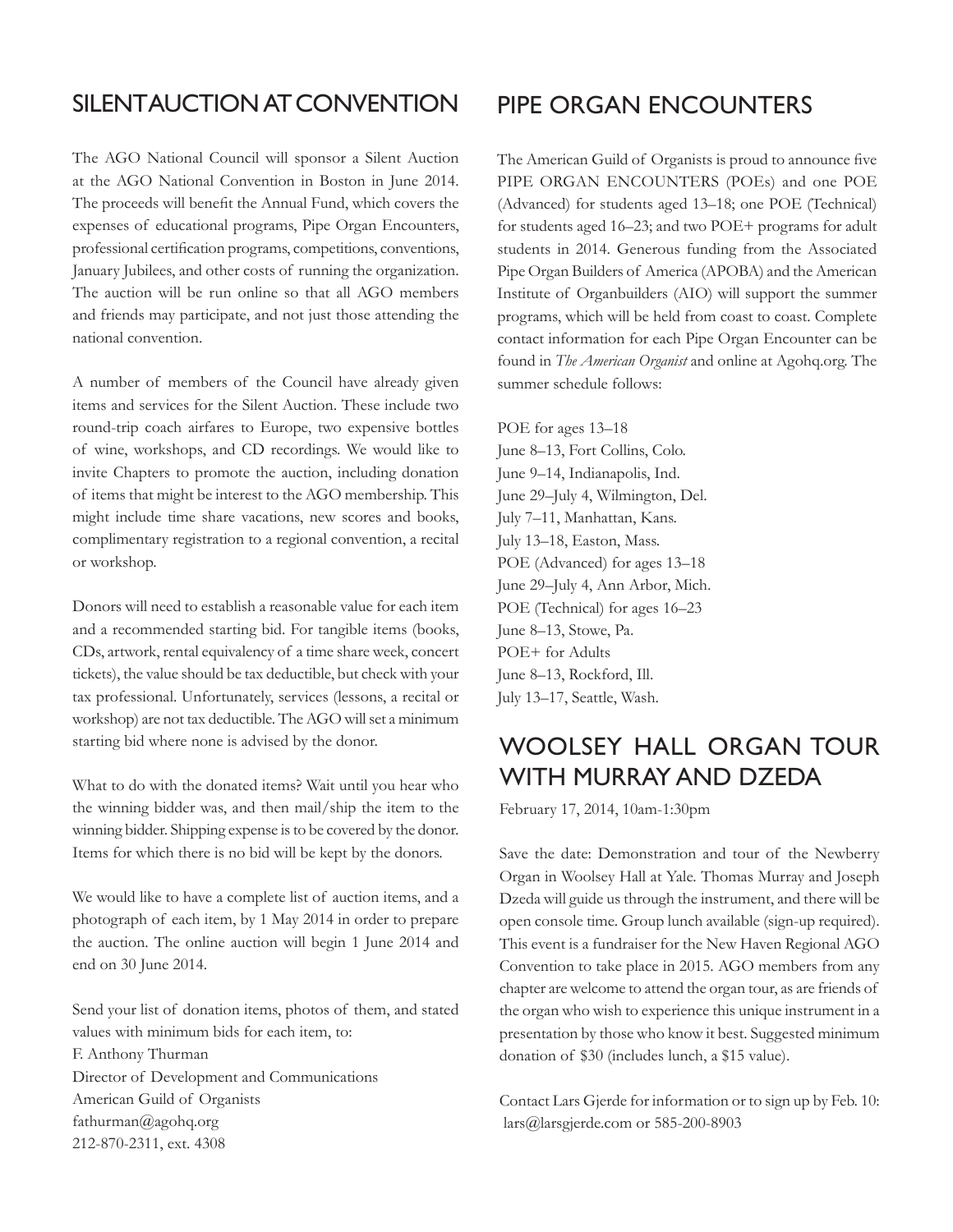## SILENT AUCTION AT CONVENTION

The AGO National Council will sponsor a Silent Auction at the AGO National Convention in Boston in June 2014. The proceeds will benefit the Annual Fund, which covers the expenses of educational programs, Pipe Organ Encounters, professional certification programs, competitions, conventions, January Jubilees, and other costs of running the organization. The auction will be run online so that all AGO members and friends may participate, and not just those attending the national convention.

A number of members of the Council have already given items and services for the Silent Auction. These include two round-trip coach airfares to Europe, two expensive bottles of wine, workshops, and CD recordings. We would like to invite Chapters to promote the auction, including donation of items that might be interest to the AGO membership. This might include time share vacations, new scores and books, complimentary registration to a regional convention, a recital or workshop.

Donors will need to establish a reasonable value for each item and a recommended starting bid. For tangible items (books, CDs, artwork, rental equivalency of a time share week, concert tickets), the value should be tax deductible, but check with your tax professional. Unfortunately, services (lessons, a recital or workshop) are not tax deductible. The AGO will set a minimum starting bid where none is advised by the donor.

What to do with the donated items? Wait until you hear who the winning bidder was, and then mail/ship the item to the winning bidder. Shipping expense is to be covered by the donor. Items for which there is no bid will be kept by the donors.

We would like to have a complete list of auction items, and a photograph of each item, by 1 May 2014 in order to prepare the auction. The online auction will begin 1 June 2014 and end on 30 June 2014.

Send your list of donation items, photos of them, and stated values with minimum bids for each item, to:
F. Anthony Thurman
Director of Development and Communications
American Guild of Organists
fathurman@agohq.org
212-870-2311, ext. 4308

## PIPE ORGAN ENCOUNTERS

The American Guild of Organists is proud to announce five PIPE ORGAN ENCOUNTERS (POEs) and one POE (Advanced) for students aged 13–18; one POE (Technical) for students aged 16–23; and two POE+ programs for adult students in 2014. Generous funding from the Associated Pipe Organ Builders of America (APOBA) and the American Institute of Organbuilders (AIO) will support the summer programs, which will be held from coast to coast. Complete contact information for each Pipe Organ Encounter can be found in *The American Organist* and online at Agohq.org. The summer schedule follows:

POE for ages 13–18
June 8–13, Fort Collins, Colo.
June 9–14, Indianapolis, Ind.
June 29–July 4, Wilmington, Del.
July 7–11, Manhattan, Kans.
July 13–18, Easton, Mass.
POE (Advanced) for ages 13–18
June 29–July 4, Ann Arbor, Mich.
POE (Technical) for ages 16–23
June 8–13, Stowe, Pa.
POE+ for Adults
June 8–13, Rockford, Ill.
July 13–17, Seattle, Wash.

## WOOLSEY HALL ORGAN TOUR WITH MURRAY AND DZEDA

February 17, 2014, 10am-1:30pm

Save the date: Demonstration and tour of the Newberry Organ in Woolsey Hall at Yale. Thomas Murray and Joseph Dzeda will guide us through the instrument, and there will be open console time. Group lunch available (sign-up required). This event is a fundraiser for the New Haven Regional AGO Convention to take place in 2015. AGO members from any chapter are welcome to attend the organ tour, as are friends of the organ who wish to experience this unique instrument in a presentation by those who know it best. Suggested minimum donation of $30 (includes lunch, a $15 value).

Contact Lars Gjerde for information or to sign up by Feb. 10: lars@larsgjerde.com or 585-200-8903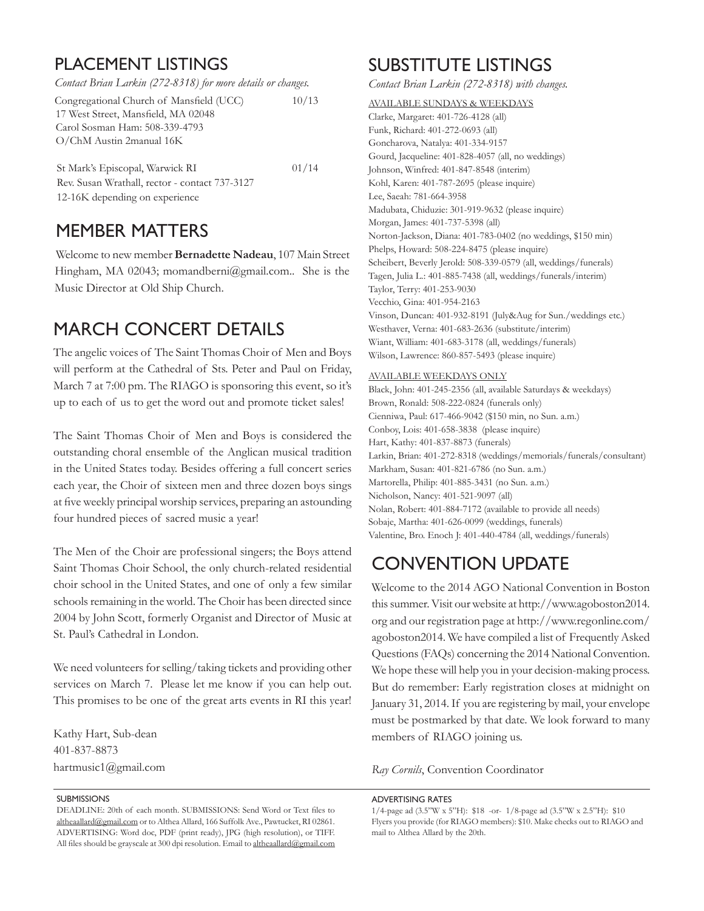## PLACEMENT LISTINGS

*Contact Brian Larkin (272-8318) for more details or changes.*

Congregational Church of Mansfield (UCC) 10/13
17 West Street, Mansfield, MA 02048
Carol Sosman Ham: 508-339-4793
O/ChM Austin 2manual 16K

St Mark's Episcopal, Warwick RI 01/14
Rev. Susan Wrathall, rector - contact 737-3127
12-16K depending on experience

## MEMBER MATTERS

Welcome to new member **Bernadette Nadeau**, 107 Main Street Hingham, MA 02043; momandberni@gmail.com.. She is the Music Director at Old Ship Church.

## MARCH CONCERT DETAILS

The angelic voices of The Saint Thomas Choir of Men and Boys will perform at the Cathedral of Sts. Peter and Paul on Friday, March 7 at 7:00 pm. The RIAGO is sponsoring this event, so it's up to each of us to get the word out and promote ticket sales!

The Saint Thomas Choir of Men and Boys is considered the outstanding choral ensemble of the Anglican musical tradition in the United States today. Besides offering a full concert series each year, the Choir of sixteen men and three dozen boys sings at five weekly principal worship services, preparing an astounding four hundred pieces of sacred music a year!

The Men of the Choir are professional singers; the Boys attend Saint Thomas Choir School, the only church-related residential choir school in the United States, and one of only a few similar schools remaining in the world. The Choir has been directed since 2004 by John Scott, formerly Organist and Director of Music at St. Paul's Cathedral in London.

We need volunteers for selling/taking tickets and providing other services on March 7. Please let me know if you can help out. This promises to be one of the great arts events in RI this year!

Kathy Hart, Sub-dean
401-837-8873
hartmusic1@gmail.com

## SUBSTITUTE LISTINGS

*Contact Brian Larkin (272-8318) with changes.*

AVAILABLE SUNDAYS & WEEKDAYS

Clarke, Margaret: 401-726-4128 (all)
Funk, Richard: 401-272-0693 (all)
Goncharova, Natalya: 401-334-9157
Gourd, Jacqueline: 401-828-4057 (all, no weddings)
Johnson, Winfred: 401-847-8548 (interim)
Kohl, Karen: 401-787-2695 (please inquire)
Lee, Saeah: 781-664-3958
Madubata, Chiduzie: 301-919-9632 (please inquire)
Morgan, James: 401-737-5398 (all)
Norton-Jackson, Diana: 401-783-0402 (no weddings, $150 min)
Phelps, Howard: 508-224-8475 (please inquire)
Scheibert, Beverly Jerold: 508-339-0579 (all, weddings/funerals)
Tagen, Julia L.: 401-885-7438 (all, weddings/funerals/interim)
Taylor, Terry: 401-253-9030
Vecchio, Gina: 401-954-2163
Vinson, Duncan: 401-932-8191 (July&Aug for Sun./weddings etc.)
Westhaver, Verna: 401-683-2636 (substitute/interim)
Wiant, William: 401-683-3178 (all, weddings/funerals)
Wilson, Lawrence: 860-857-5493 (please inquire)

AVAILABLE WEEKDAYS ONLY

Black, John: 401-245-2356 (all, available Saturdays & weekdays)
Brown, Ronald: 508-222-0824 (funerals only)
Cienniwa, Paul: 617-466-9042 ($150 min, no Sun. a.m.)
Conboy, Lois: 401-658-3838 (please inquire)
Hart, Kathy: 401-837-8873 (funerals)
Larkin, Brian: 401-272-8318 (weddings/memorials/funerals/consultant)
Markham, Susan: 401-821-6786 (no Sun. a.m.)
Martorella, Philip: 401-885-3431 (no Sun. a.m.)
Nicholson, Nancy: 401-521-9097 (all)
Nolan, Robert: 401-884-7172 (available to provide all needs)
Sobaje, Martha: 401-626-0099 (weddings, funerals)
Valentine, Bro. Enoch J: 401-440-4784 (all, weddings/funerals)

## CONVENTION UPDATE

Welcome to the 2014 AGO National Convention in Boston this summer. Visit our website at http://www.agoboston2014.org and our registration page at http://www.regonline.com/agoboston2014. We have compiled a list of Frequently Asked Questions (FAQs) concerning the 2014 National Convention. We hope these will help you in your decision-making process. But do remember: Early registration closes at midnight on January 31, 2014. If you are registering by mail, your envelope must be postmarked by that date. We look forward to many members of RIAGO joining us.

*Ray Cornils*, Convention Coordinator

---

SUBMISSIONS

DEADLINE: 20th of each month. SUBMISSIONS: Send Word or Text files to altheaallard@gmail.com or to Althea Allard, 166 Suffolk Ave., Pawtucket, RI 02861. ADVERTISING: Word doc, PDF (print ready), JPG (high resolution), or TIFF. All files should be grayscale at 300 dpi resolution. Email to altheaallard@gmail.com

ADVERTISING RATES

1/4-page ad (3.5"W x 5"H): $18 -or- 1/8-page ad (3.5"W x 2.5"H): $10
Flyers you provide (for RIAGO members): $10. Make checks out to RIAGO and mail to Althea Allard by the 20th.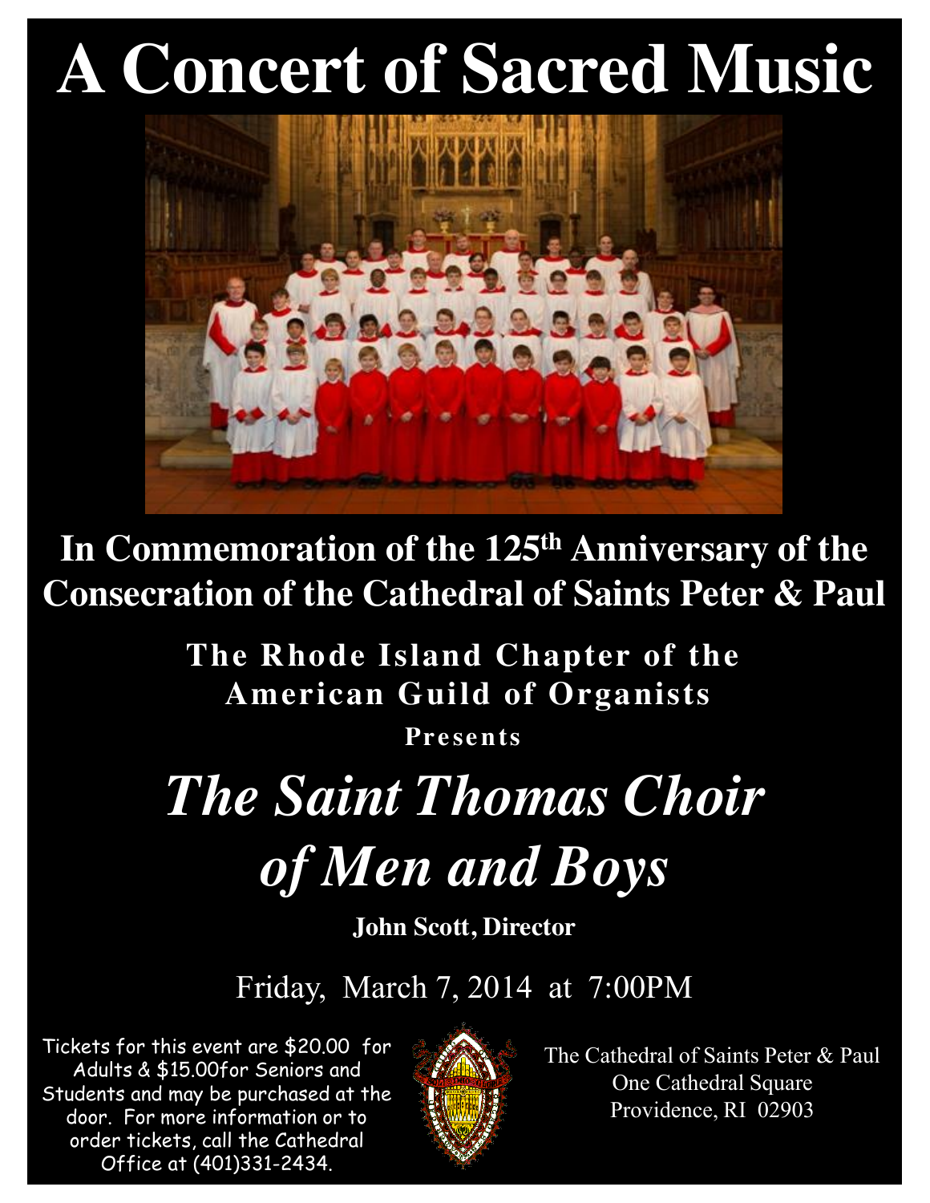# A Concert of Sacred Music

**In Commemoration of the 125th Anniversary of the Consecration of the Cathedral of Saints Peter & Paul**

**The Rhode Island Chapter of the American Guild of Organists**

**Presents**

## *The Saint Thomas Choir of Men and Boys*

**John Scott, Director**

Friday, March 7, 2014 at 7:00PM

Tickets for this event are $20.00 for Adults & $15.00for Seniors and Students and may be purchased at the door. For more information or to order tickets, call the Cathedral Office at (401)331-2434.

The Cathedral of Saints Peter & Paul
One Cathedral Square
Providence, RI 02903